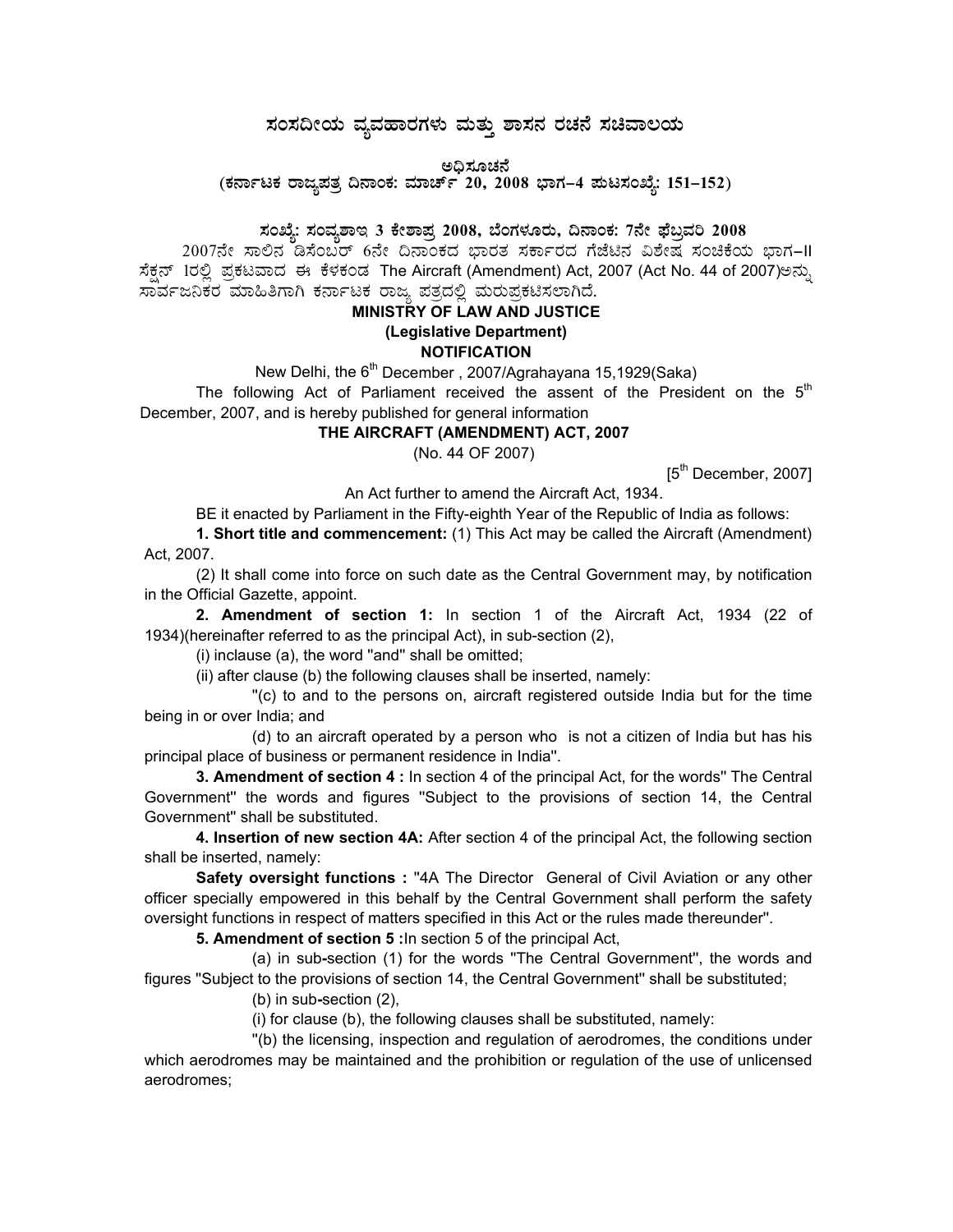# ಸಂಸದೀಯ ವ್ಯವಹಾರಗಳು ಮತ್ತು ಶಾಸನ ರಚನೆ ಸಚಿವಾಲಯ

**ಅಧಿಸೂಚನೆ**

**(ಕರ್ನಾಟಕ ರಾಜ್ಯಪತ್ರ ದಿನಾಂಕ: ಮಾರ್ಚ್ 20, 2008 ಭಾಗ–4 ಪುಟಸಂಖ್ಯೆ: 151–152)**

**ಸಂಖ್ಯೆ: ಸಂವ್ಯಶಾಇ 3 ಕೇಶಾಪ್ರ 2008, ಬೆಂಗಳೂರು, ದಿನಾಂಕ: 7ನೇ ಫೆಬ್ರವರಿ 2008**

2007ನೇ ಸಾಲಿನ ಡಿಸೆಂಬರ್ 6ನೇ ದಿನಾಂಕದ ಭಾರತ ಸರ್ಕಾರದ ಗೆಜೆಟಿನ ವಿಶೇಷ ಸಂಚಿಕೆಯ ಭಾಗ–II ಸೆಕ್ಷನ್ 1ರಲ್ಲಿ ಪ್ರಕಟವಾದ ಈ ಕೆಳಕಂಡ The Aircraft (Amendment) Act, 2007 (Act No. 44 of 2007)ಅನ್ನು ಸಾರ್ವಜನಿಕರ ಮಾಹಿತಿಗಾಗಿ ಕರ್ನಾಟಕ ರಾಜ್ಯ ಪತ್ರದಲ್ಲಿ ಮರುಪ್ರಕಟಿಸಲಾಗಿದೆ.

**MINISTRY OF LAW AND JUSTICE**

**(Legislative Department)**

**NOTIFICATION**

New Delhi, the 6th December , 2007/Agrahayana 15,1929(Saka)

The following Act of Parliament received the assent of the President on the 5th December, 2007, and is hereby published for general information

**THE AIRCRAFT (AMENDMENT) ACT, 2007**

(No. 44 OF 2007)

[5th December, 2007]

An Act further to amend the Aircraft Act, 1934.

BE it enacted by Parliament in the Fifty-eighth Year of the Republic of India as follows:

**1. Short title and commencement:** (1) This Act may be called the Aircraft (Amendment) Act, 2007.

(2) It shall come into force on such date as the Central Government may, by notification in the Official Gazette, appoint.

**2. Amendment of section 1:** In section 1 of the Aircraft Act, 1934 (22 of 1934)(hereinafter referred to as the principal Act), in sub-section (2),

(i) inclause (a), the word "and" shall be omitted;

(ii) after clause (b) the following clauses shall be inserted, namely:

"(c) to and to the persons on, aircraft registered outside India but for the time being in or over India; and

(d) to an aircraft operated by a person who is not a citizen of India but has his principal place of business or permanent residence in India".

**3. Amendment of section 4 :** In section 4 of the principal Act, for the words" The Central Government" the words and figures "Subject to the provisions of section 14, the Central Government" shall be substituted.

**4. Insertion of new section 4A:** After section 4 of the principal Act, the following section shall be inserted, namely:

**Safety oversight functions :** "4A The Director General of Civil Aviation or any other officer specially empowered in this behalf by the Central Government shall perform the safety oversight functions in respect of matters specified in this Act or the rules made thereunder".

**5. Amendment of section 5 :**In section 5 of the principal Act,

(a) in sub-section (1) for the words "The Central Government", the words and figures "Subject to the provisions of section 14, the Central Government" shall be substituted;

(b) in sub-section (2),

(i) for clause (b), the following clauses shall be substituted, namely:

"(b) the licensing, inspection and regulation of aerodromes, the conditions under which aerodromes may be maintained and the prohibition or regulation of the use of unlicensed aerodromes;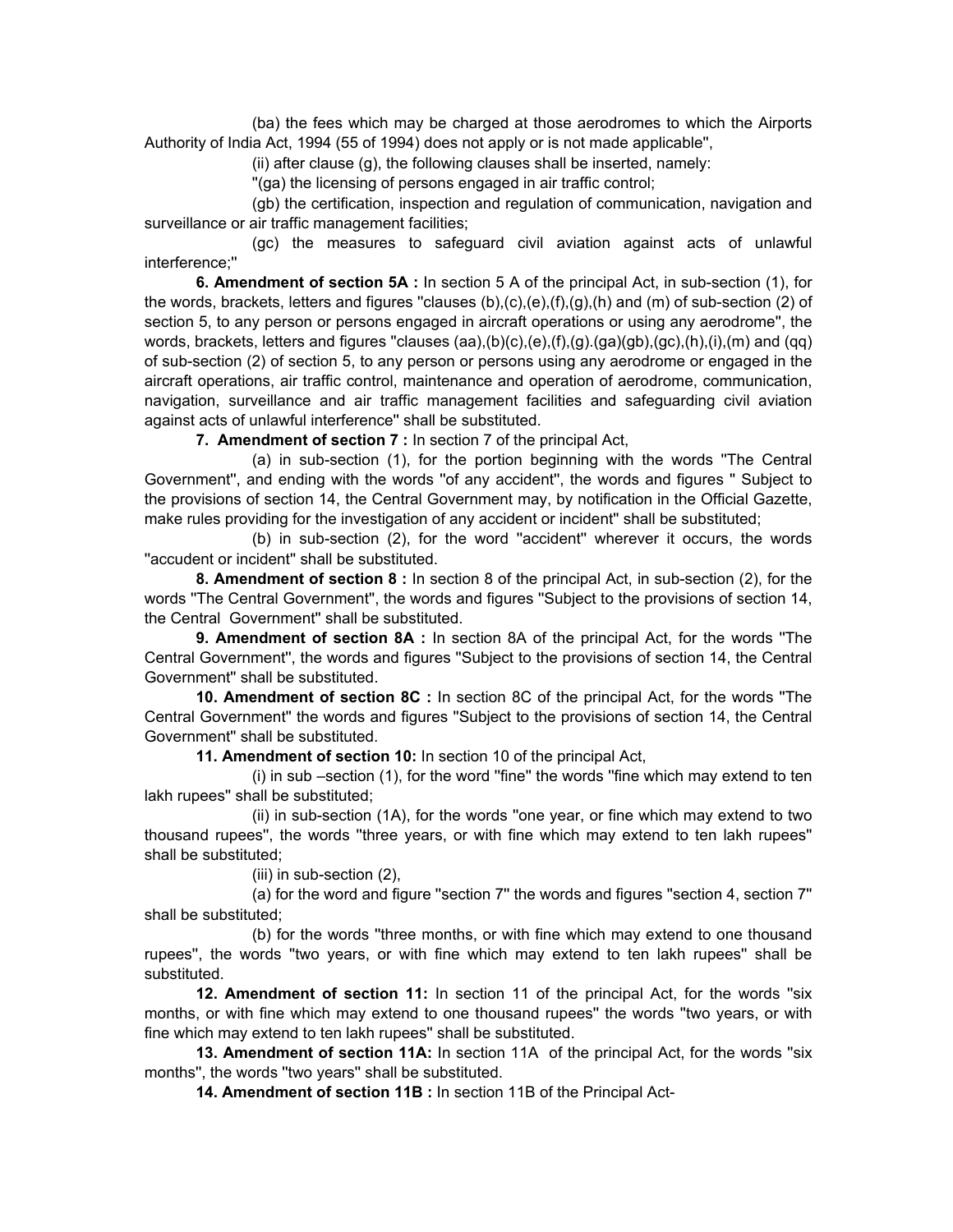(ba) the fees which may be charged at those aerodromes to which the Airports Authority of India Act, 1994 (55 of 1994) does not apply or is not made applicable",

(ii) after clause (g), the following clauses shall be inserted, namely:

"(ga) the licensing of persons engaged in air traffic control;

(gb) the certification, inspection and regulation of communication, navigation and surveillance or air traffic management facilities;

(gc) the measures to safeguard civil aviation against acts of unlawful interference;"

**6. Amendment of section 5A :** In section 5 A of the principal Act, in sub-section (1), for the words, brackets, letters and figures "clauses (b),(c),(e),(f),(g),(h) and (m) of sub-section (2) of section 5, to any person or persons engaged in aircraft operations or using any aerodrome", the words, brackets, letters and figures "clauses (aa),(b)(c),(e),(f),(g).(ga)(gb),(gc),(h),(i),(m) and (qq) of sub-section (2) of section 5, to any person or persons using any aerodrome or engaged in the aircraft operations, air traffic control, maintenance and operation of aerodrome, communication, navigation, surveillance and air traffic management facilities and safeguarding civil aviation against acts of unlawful interference" shall be substituted.

**7. Amendment of section 7 :** In section 7 of the principal Act,

(a) in sub-section (1), for the portion beginning with the words "The Central Government", and ending with the words "of any accident", the words and figures " Subject to the provisions of section 14, the Central Government may, by notification in the Official Gazette, make rules providing for the investigation of any accident or incident" shall be substituted;

(b) in sub-section (2), for the word "accident" wherever it occurs, the words "accudent or incident" shall be substituted.

**8. Amendment of section 8 :** In section 8 of the principal Act, in sub-section (2), for the words "The Central Government", the words and figures "Subject to the provisions of section 14, the Central Government" shall be substituted.

**9. Amendment of section 8A :** In section 8A of the principal Act, for the words "The Central Government", the words and figures "Subject to the provisions of section 14, the Central Government" shall be substituted.

**10. Amendment of section 8C :** In section 8C of the principal Act, for the words "The Central Government" the words and figures "Subject to the provisions of section 14, the Central Government" shall be substituted.

**11. Amendment of section 10:** In section 10 of the principal Act,

(i) in sub –section (1), for the word "fine" the words "fine which may extend to ten lakh rupees" shall be substituted;

(ii) in sub-section (1A), for the words "one year, or fine which may extend to two thousand rupees", the words "three years, or with fine which may extend to ten lakh rupees" shall be substituted;

(iii) in sub-section (2),

(a) for the word and figure "section 7" the words and figures "section 4, section 7" shall be substituted;

(b) for the words "three months, or with fine which may extend to one thousand rupees", the words "two years, or with fine which may extend to ten lakh rupees" shall be substituted.

**12. Amendment of section 11:** In section 11 of the principal Act, for the words "six months, or with fine which may extend to one thousand rupees" the words "two years, or with fine which may extend to ten lakh rupees" shall be substituted.

**13. Amendment of section 11A:** In section 11A of the principal Act, for the words "six months", the words "two years" shall be substituted.

**14. Amendment of section 11B :** In section 11B of the Principal Act-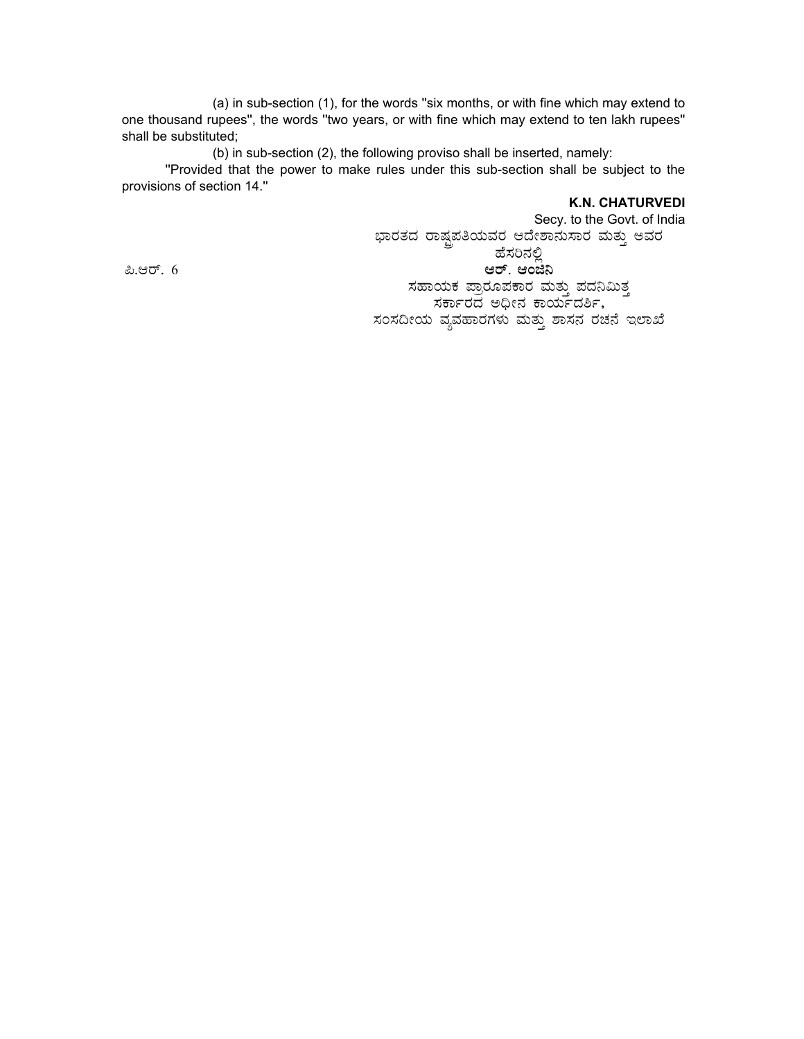(a) in sub-section (1), for the words "six months, or with fine which may extend to one thousand rupees", the words "two years, or with fine which may extend to ten lakh rupees" shall be substituted;

(b) in sub-section (2), the following proviso shall be inserted, namely:

"Provided that the power to make rules under this sub-section shall be subject to the provisions of section 14."

**K.N. CHATURVEDI**
Secy. to the Govt. of India

ಭಾರತದ ರಾಷ್ಟ್ರಪತಿಯವರ ಆದೇಶಾನುಸಾರ ಮತ್ತು ಅವರ ಹೆಸರಿನಲ್ಲಿ

ಪಿ.ಆರ್. 6

**ಆರ್. ಆಂಜಿನಿ**

ಸಹಾಯಕ ಪ್ರಾರೂಪಕಾರ ಮತ್ತು ಪದನಿಮಿತ್ತ
ಸರ್ಕಾರದ ಅಧೀನ ಕಾರ್ಯದರ್ಶಿ,
ಸಂಸದೀಯ ವ್ಯವಹಾರಗಳು ಮತ್ತು ಶಾಸನ ರಚನೆ ಇಲಾಖೆ